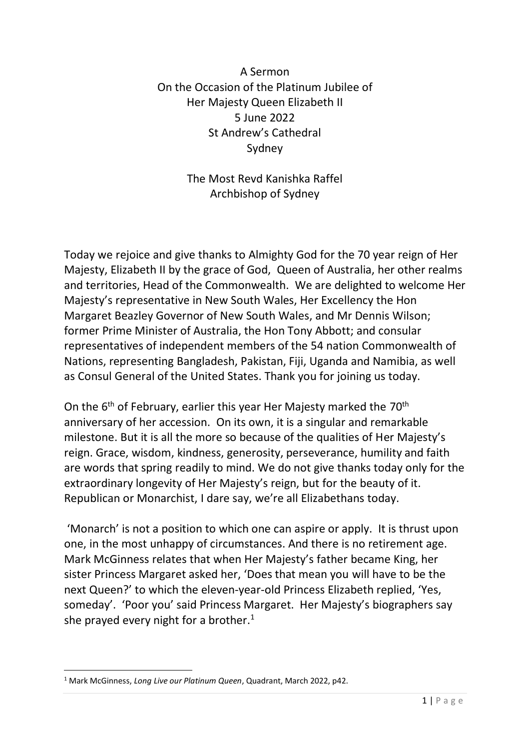A Sermon
On the Occasion of the Platinum Jubilee of
Her Majesty Queen Elizabeth II
5 June 2022
St Andrew's Cathedral
Sydney

The Most Revd Kanishka Raffel
Archbishop of Sydney

Today we rejoice and give thanks to Almighty God for the 70 year reign of Her Majesty, Elizabeth II by the grace of God, Queen of Australia, her other realms and territories, Head of the Commonwealth. We are delighted to welcome Her Majesty's representative in New South Wales, Her Excellency the Hon Margaret Beazley Governor of New South Wales, and Mr Dennis Wilson; former Prime Minister of Australia, the Hon Tony Abbott; and consular representatives of independent members of the 54 nation Commonwealth of Nations, representing Bangladesh, Pakistan, Fiji, Uganda and Namibia, as well as Consul General of the United States. Thank you for joining us today.

On the 6th of February, earlier this year Her Majesty marked the 70th anniversary of her accession. On its own, it is a singular and remarkable milestone. But it is all the more so because of the qualities of Her Majesty's reign. Grace, wisdom, kindness, generosity, perseverance, humility and faith are words that spring readily to mind. We do not give thanks today only for the extraordinary longevity of Her Majesty's reign, but for the beauty of it. Republican or Monarchist, I dare say, we're all Elizabethans today.

'Monarch' is not a position to which one can aspire or apply. It is thrust upon one, in the most unhappy of circumstances. And there is no retirement age. Mark McGinness relates that when Her Majesty's father became King, her sister Princess Margaret asked her, 'Does that mean you will have to be the next Queen?' to which the eleven-year-old Princess Elizabeth replied, 'Yes, someday'. 'Poor you' said Princess Margaret. Her Majesty's biographers say she prayed every night for a brother.[1]

[1] Mark McGinness, *Long Live our Platinum Queen*, Quadrant, March 2022, p42.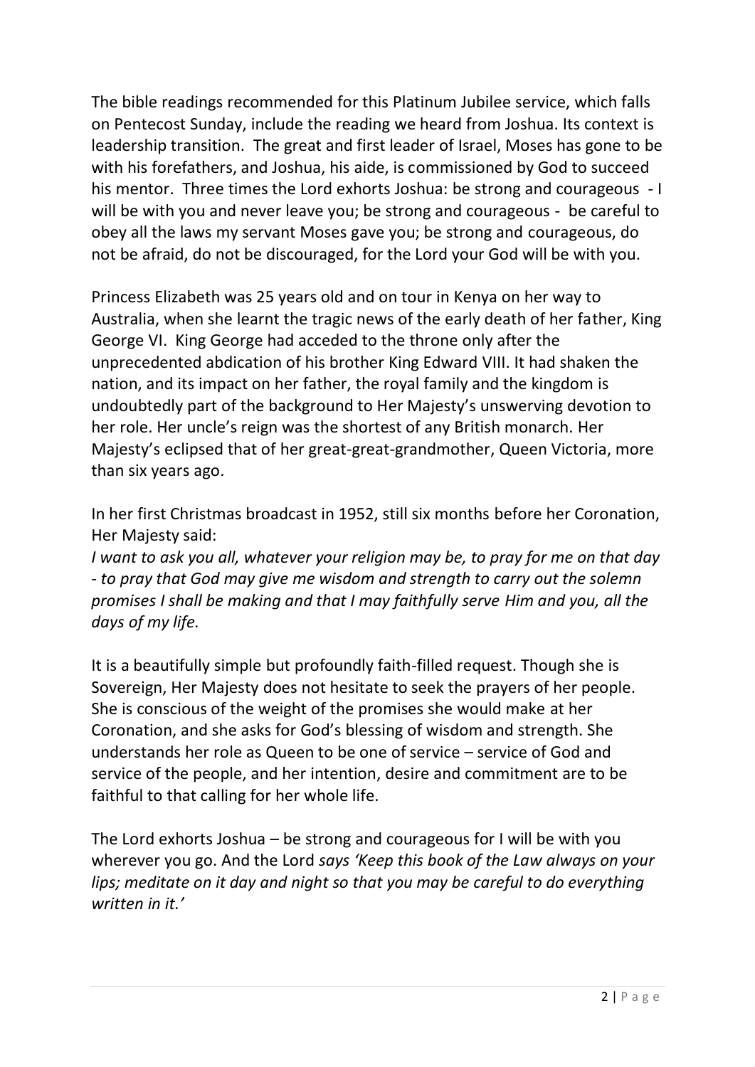The bible readings recommended for this Platinum Jubilee service, which falls on Pentecost Sunday, include the reading we heard from Joshua. Its context is leadership transition. The great and first leader of Israel, Moses has gone to be with his forefathers, and Joshua, his aide, is commissioned by God to succeed his mentor. Three times the Lord exhorts Joshua: be strong and courageous - I will be with you and never leave you; be strong and courageous - be careful to obey all the laws my servant Moses gave you; be strong and courageous, do not be afraid, do not be discouraged, for the Lord your God will be with you.

Princess Elizabeth was 25 years old and on tour in Kenya on her way to Australia, when she learnt the tragic news of the early death of her father, King George VI. King George had acceded to the throne only after the unprecedented abdication of his brother King Edward VIII. It had shaken the nation, and its impact on her father, the royal family and the kingdom is undoubtedly part of the background to Her Majesty's unswerving devotion to her role. Her uncle's reign was the shortest of any British monarch. Her Majesty's eclipsed that of her great-great-grandmother, Queen Victoria, more than six years ago.

In her first Christmas broadcast in 1952, still six months before her Coronation, Her Majesty said:
*I want to ask you all, whatever your religion may be, to pray for me on that day - to pray that God may give me wisdom and strength to carry out the solemn promises I shall be making and that I may faithfully serve Him and you, all the days of my life.*

It is a beautifully simple but profoundly faith-filled request. Though she is Sovereign, Her Majesty does not hesitate to seek the prayers of her people. She is conscious of the weight of the promises she would make at her Coronation, and she asks for God's blessing of wisdom and strength. She understands her role as Queen to be one of service – service of God and service of the people, and her intention, desire and commitment are to be faithful to that calling for her whole life.

The Lord exhorts Joshua – be strong and courageous for I will be with you wherever you go. And the Lord *says 'Keep this book of the Law always on your lips; meditate on it day and night so that you may be careful to do everything written in it.'*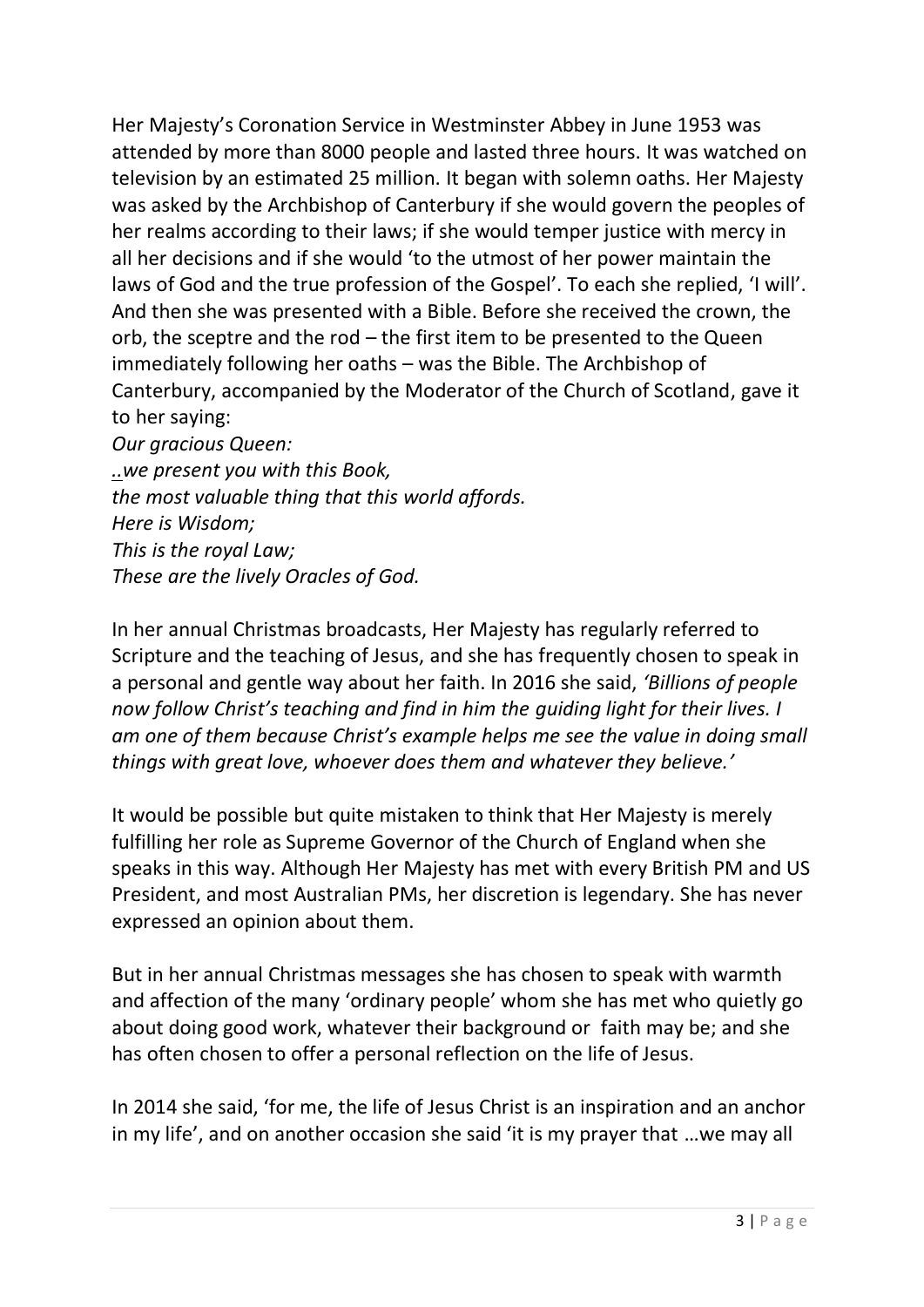Her Majesty's Coronation Service in Westminster Abbey in June 1953 was attended by more than 8000 people and lasted three hours. It was watched on television by an estimated 25 million. It began with solemn oaths. Her Majesty was asked by the Archbishop of Canterbury if she would govern the peoples of her realms according to their laws; if she would temper justice with mercy in all her decisions and if she would 'to the utmost of her power maintain the laws of God and the true profession of the Gospel'. To each she replied, 'I will'. And then she was presented with a Bible. Before she received the crown, the orb, the sceptre and the rod – the first item to be presented to the Queen immediately following her oaths – was the Bible. The Archbishop of Canterbury, accompanied by the Moderator of the Church of Scotland, gave it to her saying:

*Our gracious Queen:*
*..we present you with this Book,*
*the most valuable thing that this world affords.*
*Here is Wisdom;*
*This is the royal Law;*
*These are the lively Oracles of God.*

In her annual Christmas broadcasts, Her Majesty has regularly referred to Scripture and the teaching of Jesus, and she has frequently chosen to speak in a personal and gentle way about her faith. In 2016 she said, *'Billions of people now follow Christ's teaching and find in him the guiding light for their lives. I am one of them because Christ's example helps me see the value in doing small things with great love, whoever does them and whatever they believe.'*

It would be possible but quite mistaken to think that Her Majesty is merely fulfilling her role as Supreme Governor of the Church of England when she speaks in this way. Although Her Majesty has met with every British PM and US President, and most Australian PMs, her discretion is legendary. She has never expressed an opinion about them.

But in her annual Christmas messages she has chosen to speak with warmth and affection of the many 'ordinary people' whom she has met who quietly go about doing good work, whatever their background or faith may be; and she has often chosen to offer a personal reflection on the life of Jesus.

In 2014 she said, 'for me, the life of Jesus Christ is an inspiration and an anchor in my life', and on another occasion she said 'it is my prayer that …we may all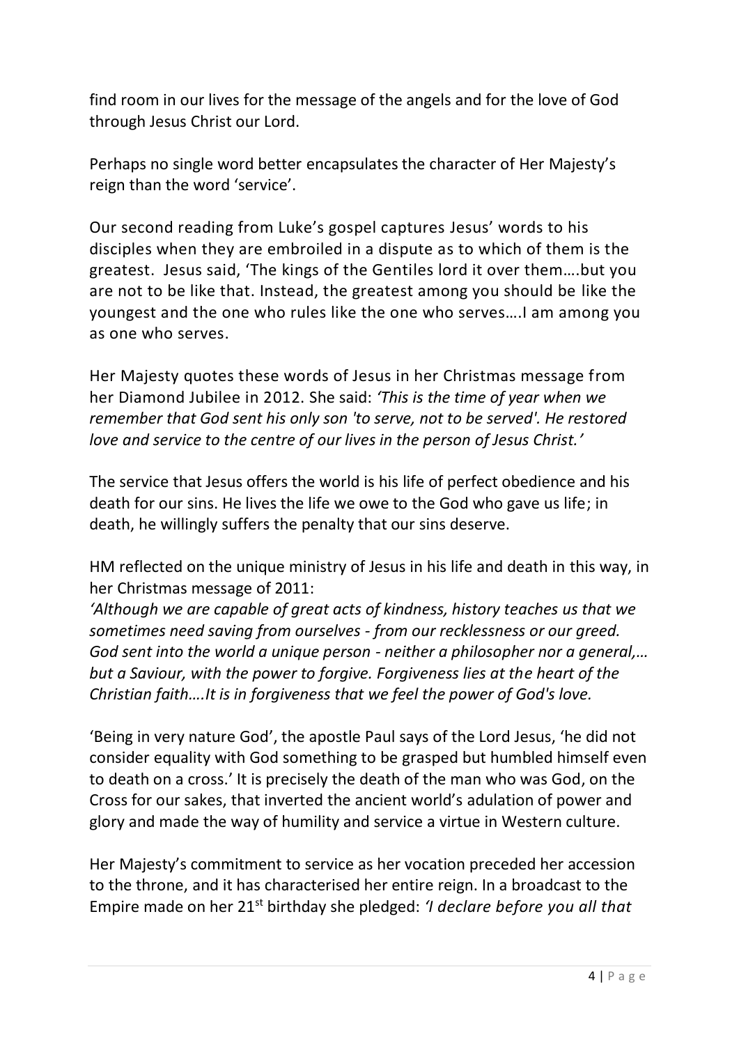find room in our lives for the message of the angels and for the love of God through Jesus Christ our Lord.

Perhaps no single word better encapsulates the character of Her Majesty's reign than the word 'service'.

Our second reading from Luke's gospel captures Jesus' words to his disciples when they are embroiled in a dispute as to which of them is the greatest. Jesus said, 'The kings of the Gentiles lord it over them….but you are not to be like that. Instead, the greatest among you should be like the youngest and the one who rules like the one who serves….I am among you as one who serves.

Her Majesty quotes these words of Jesus in her Christmas message from her Diamond Jubilee in 2012. She said: *'This is the time of year when we remember that God sent his only son 'to serve, not to be served'. He restored love and service to the centre of our lives in the person of Jesus Christ.'*

The service that Jesus offers the world is his life of perfect obedience and his death for our sins. He lives the life we owe to the God who gave us life; in death, he willingly suffers the penalty that our sins deserve.

HM reflected on the unique ministry of Jesus in his life and death in this way, in her Christmas message of 2011:
*'Although we are capable of great acts of kindness, history teaches us that we sometimes need saving from ourselves - from our recklessness or our greed. God sent into the world a unique person - neither a philosopher nor a general,… but a Saviour, with the power to forgive. Forgiveness lies at the heart of the Christian faith….It is in forgiveness that we feel the power of God's love.*

'Being in very nature God', the apostle Paul says of the Lord Jesus, 'he did not consider equality with God something to be grasped but humbled himself even to death on a cross.' It is precisely the death of the man who was God, on the Cross for our sakes, that inverted the ancient world's adulation of power and glory and made the way of humility and service a virtue in Western culture.

Her Majesty's commitment to service as her vocation preceded her accession to the throne, and it has characterised her entire reign. In a broadcast to the Empire made on her 21st birthday she pledged: *'I declare before you all that*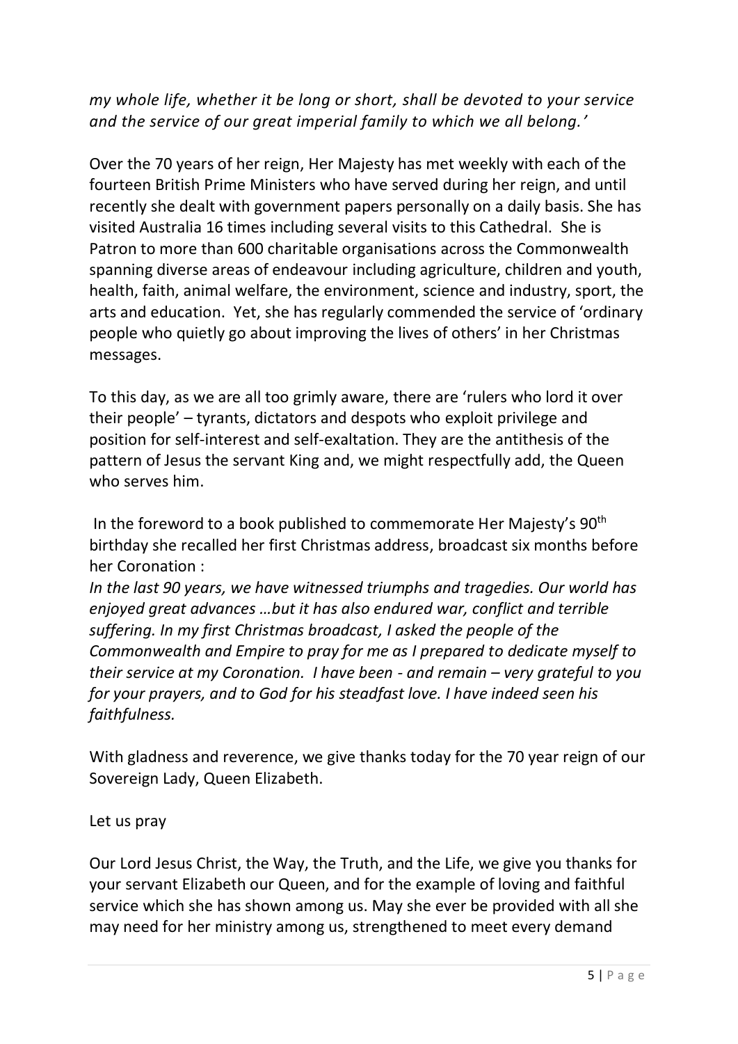*my whole life, whether it be long or short, shall be devoted to your service and the service of our great imperial family to which we all belong.'*

Over the 70 years of her reign, Her Majesty has met weekly with each of the fourteen British Prime Ministers who have served during her reign, and until recently she dealt with government papers personally on a daily basis. She has visited Australia 16 times including several visits to this Cathedral. She is Patron to more than 600 charitable organisations across the Commonwealth spanning diverse areas of endeavour including agriculture, children and youth, health, faith, animal welfare, the environment, science and industry, sport, the arts and education. Yet, she has regularly commended the service of 'ordinary people who quietly go about improving the lives of others' in her Christmas messages.

To this day, as we are all too grimly aware, there are 'rulers who lord it over their people' – tyrants, dictators and despots who exploit privilege and position for self-interest and self-exaltation. They are the antithesis of the pattern of Jesus the servant King and, we might respectfully add, the Queen who serves him.

In the foreword to a book published to commemorate Her Majesty's 90th birthday she recalled her first Christmas address, broadcast six months before her Coronation :

*In the last 90 years, we have witnessed triumphs and tragedies. Our world has enjoyed great advances …but it has also endured war, conflict and terrible suffering. In my first Christmas broadcast, I asked the people of the Commonwealth and Empire to pray for me as I prepared to dedicate myself to their service at my Coronation. I have been - and remain – very grateful to you for your prayers, and to God for his steadfast love. I have indeed seen his faithfulness.*

With gladness and reverence, we give thanks today for the 70 year reign of our Sovereign Lady, Queen Elizabeth.

Let us pray

Our Lord Jesus Christ, the Way, the Truth, and the Life, we give you thanks for your servant Elizabeth our Queen, and for the example of loving and faithful service which she has shown among us. May she ever be provided with all she may need for her ministry among us, strengthened to meet every demand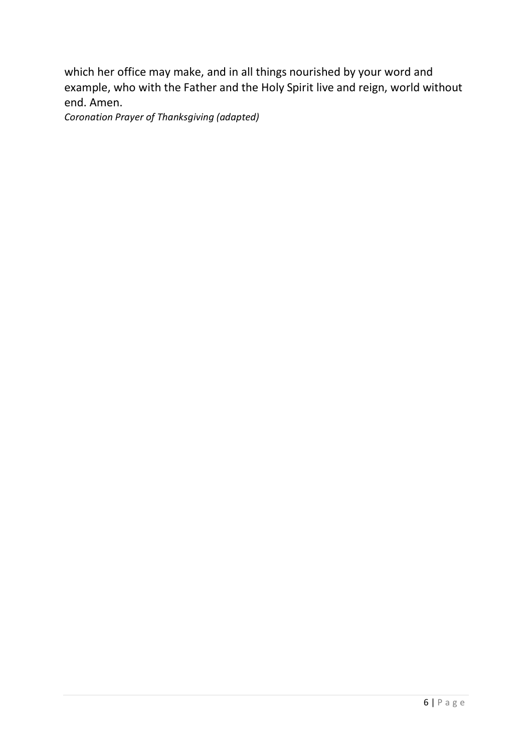which her office may make, and in all things nourished by your word and example, who with the Father and the Holy Spirit live and reign, world without end. Amen.

*Coronation Prayer of Thanksgiving (adapted)*